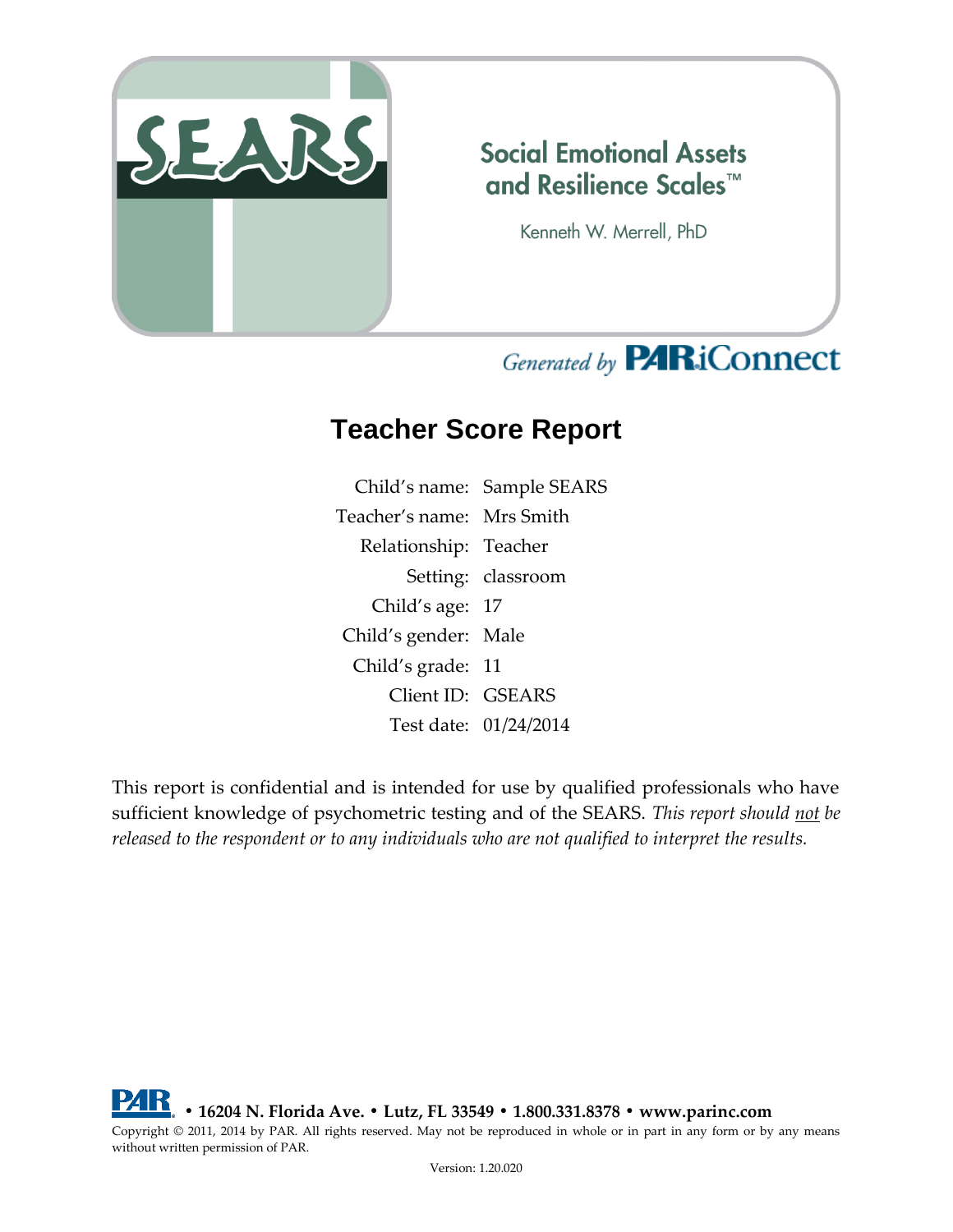# SEARS

## Social Emotional Assets and Resilience Scales™

Kenneth W. Merrell, PhD

*Generated by* **PAR iConnect**

# Teacher Score Report

| | |
|---|---|
| Child's name: | Sample SEARS |
| Teacher's name: | Mrs Smith |
| Relationship: | Teacher |
| Setting: | classroom |
| Child's age: | 17 |
| Child's gender: | Male |
| Child's grade: | 11 |
| Client ID: | GSEARS |
| Test date: | 01/24/2014 |

This report is confidential and is intended for use by qualified professionals who have sufficient knowledge of psychometric testing and of the SEARS. *This report should not be released to the respondent or to any individuals who are not qualified to interpret the results.*

**PAR • 16204 N. Florida Ave. • Lutz, FL 33549 • 1.800.331.8378 • www.parinc.com**

Copyright © 2011, 2014 by PAR. All rights reserved. May not be reproduced in whole or in part in any form or by any means without written permission of PAR.

Version: 1.20.020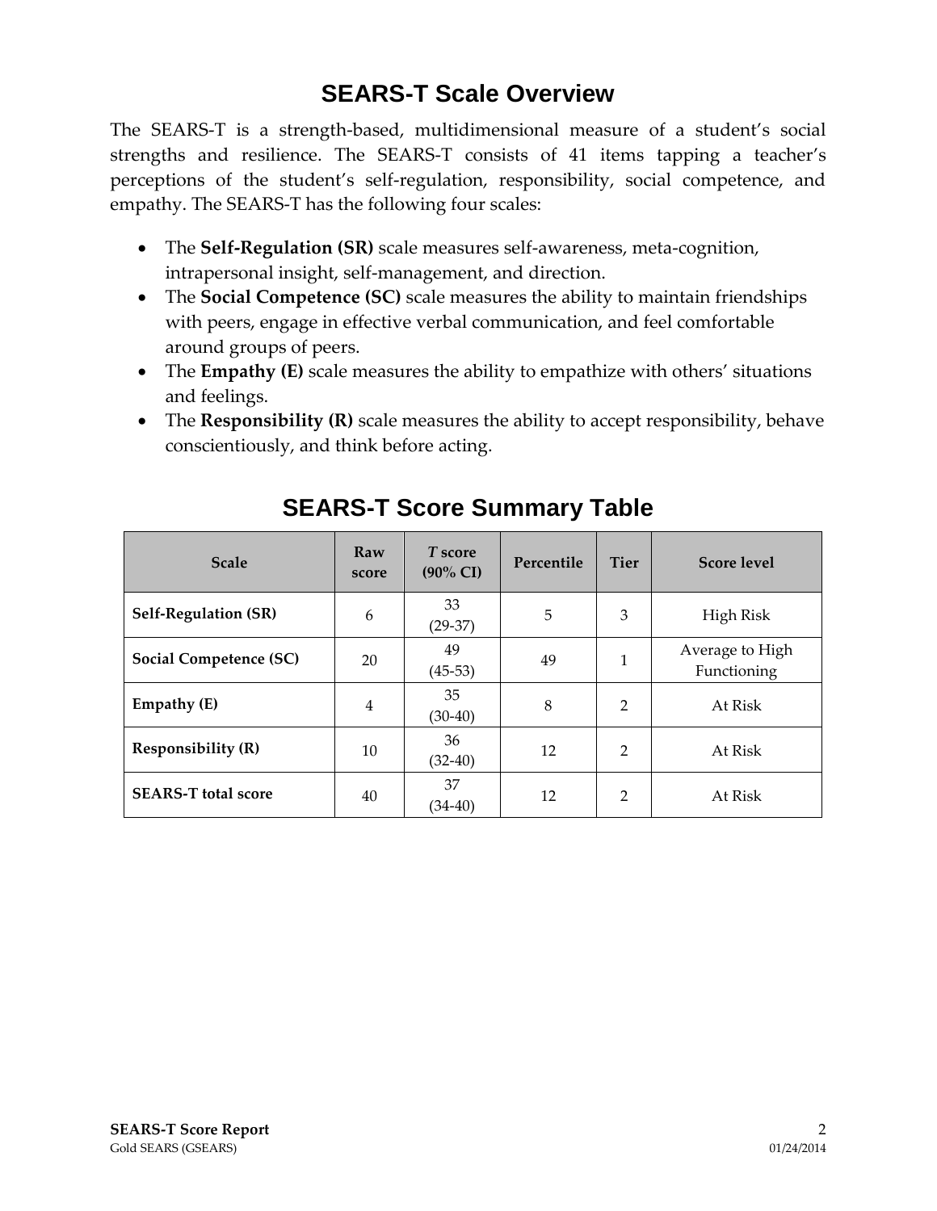## SEARS-T Scale Overview

The SEARS-T is a strength-based, multidimensional measure of a student's social strengths and resilience. The SEARS-T consists of 41 items tapping a teacher's perceptions of the student's self-regulation, responsibility, social competence, and empathy. The SEARS-T has the following four scales:

- The **Self-Regulation (SR)** scale measures self-awareness, meta-cognition, intrapersonal insight, self-management, and direction.
- The **Social Competence (SC)** scale measures the ability to maintain friendships with peers, engage in effective verbal communication, and feel comfortable around groups of peers.
- The **Empathy (E)** scale measures the ability to empathize with others' situations and feelings.
- The **Responsibility (R)** scale measures the ability to accept responsibility, behave conscientiously, and think before acting.

## SEARS-T Score Summary Table

| Scale | Raw score | *T* score (90% CI) | Percentile | Tier | Score level |
|---|---|---|---|---|---|
| **Self-Regulation (SR)** | 6 | 33 (29-37) | 5 | 3 | High Risk |
| **Social Competence (SC)** | 20 | 49 (45-53) | 49 | 1 | Average to High Functioning |
| **Empathy (E)** | 4 | 35 (30-40) | 8 | 2 | At Risk |
| **Responsibility (R)** | 10 | 36 (32-40) | 12 | 2 | At Risk |
| **SEARS-T total score** | 40 | 37 (34-40) | 12 | 2 | At Risk |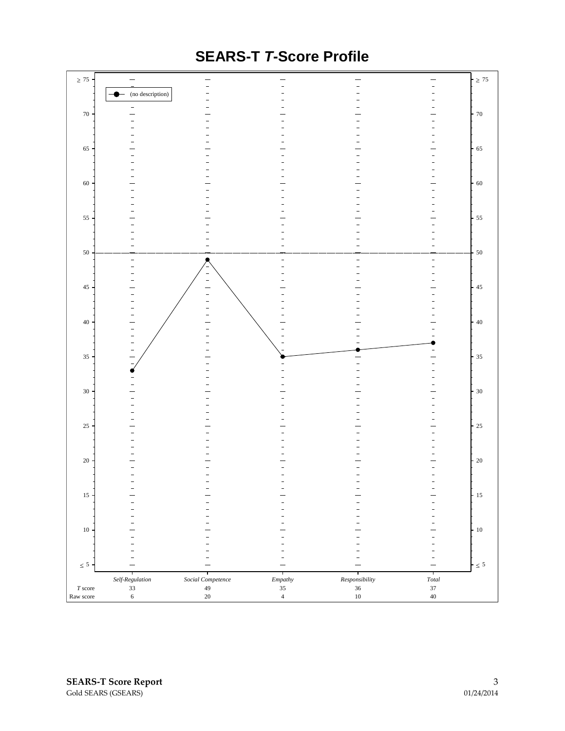# SEARS-T *T*-Score Profile

| | *Self-Regulation* | *Social Competence* | *Empathy* | *Responsibility* | *Total* |
|---|---|---|---|---|---|
| *T* score | 33 | 49 | 35 | 36 | 37 |
| Raw score | 6 | 20 | 4 | 10 | 40 |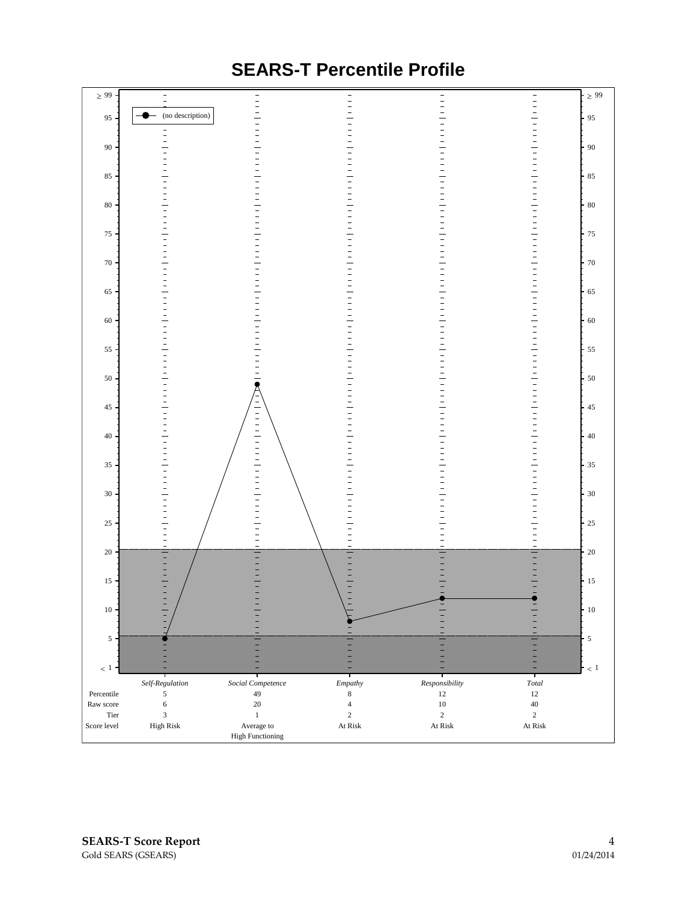# SEARS-T Percentile Profile

(no description)

| | Self-Regulation | Social Competence | Empathy | Responsibility | Total |
|---|---|---|---|---|---|
| Percentile | 5 | 49 | 8 | 12 | 12 |
| Raw score | 6 | 20 | 4 | 10 | 40 |
| Tier | 3 | 1 | 2 | 2 | 2 |
| Score level | High Risk | Average to High Functioning | At Risk | At Risk | At Risk |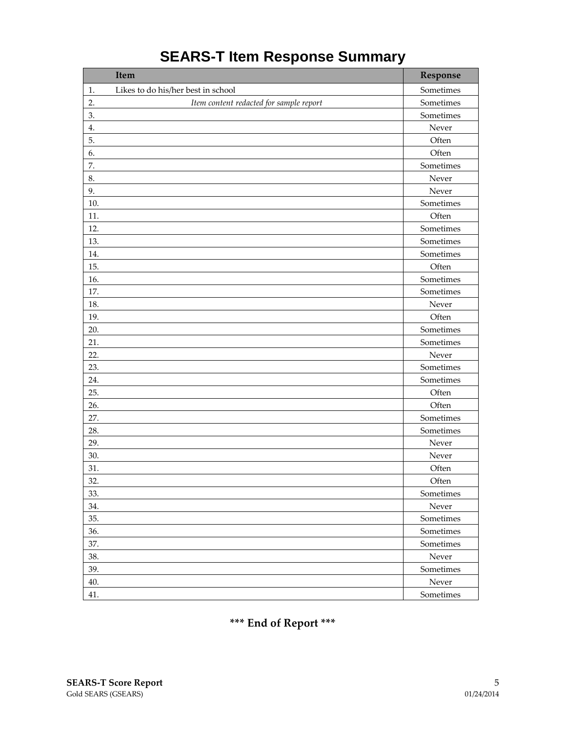# SEARS-T Item Response Summary

| | Item | Response |
|---|---|---|
| 1. | Likes to do his/her best in school | Sometimes |
| 2. | *Item content redacted for sample report* | Sometimes |
| 3. | | Sometimes |
| 4. | | Never |
| 5. | | Often |
| 6. | | Often |
| 7. | | Sometimes |
| 8. | | Never |
| 9. | | Never |
| 10. | | Sometimes |
| 11. | | Often |
| 12. | | Sometimes |
| 13. | | Sometimes |
| 14. | | Sometimes |
| 15. | | Often |
| 16. | | Sometimes |
| 17. | | Sometimes |
| 18. | | Never |
| 19. | | Often |
| 20. | | Sometimes |
| 21. | | Sometimes |
| 22. | | Never |
| 23. | | Sometimes |
| 24. | | Sometimes |
| 25. | | Often |
| 26. | | Often |
| 27. | | Sometimes |
| 28. | | Sometimes |
| 29. | | Never |
| 30. | | Never |
| 31. | | Often |
| 32. | | Often |
| 33. | | Sometimes |
| 34. | | Never |
| 35. | | Sometimes |
| 36. | | Sometimes |
| 37. | | Sometimes |
| 38. | | Never |
| 39. | | Sometimes |
| 40. | | Never |
| 41. | | Sometimes |

**\*\*\* End of Report \*\*\***